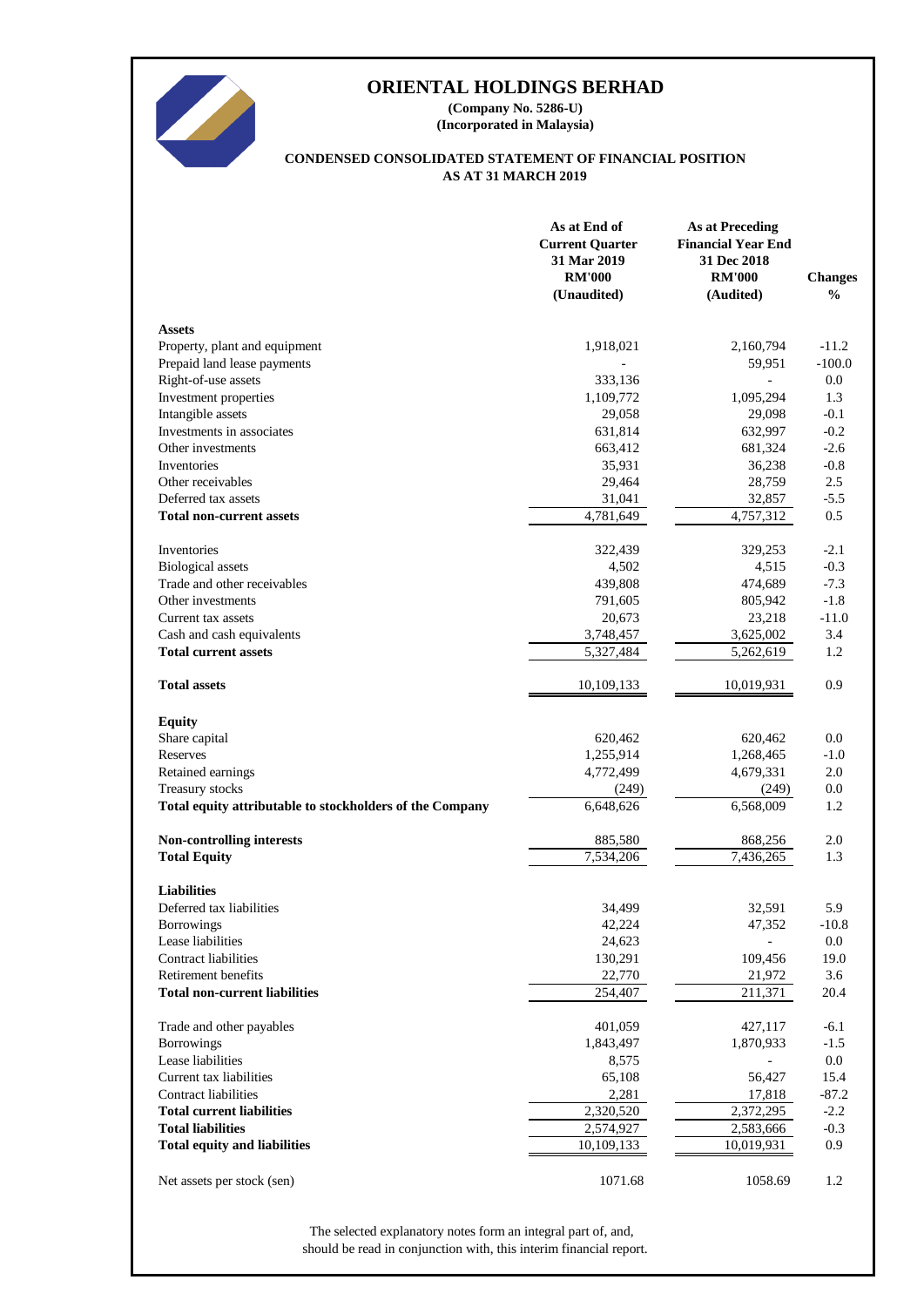# ORIENTAL HOLDINGS BERHAD

**(Company No. 5286-U)**
**(Incorporated in Malaysia)**

**CONDENSED CONSOLIDATED STATEMENT OF FINANCIAL POSITION**
**AS AT 31 MARCH 2019**

| | As at End of Current Quarter 31 Mar 2019 RM'000 (Unaudited) | As at Preceding Financial Year End 31 Dec 2018 RM'000 (Audited) | Changes % |
|---|---|---|---|
| **Assets** | | | |
| Property, plant and equipment | 1,918,021 | 2,160,794 | -11.2 |
| Prepaid land lease payments | - | 59,951 | -100.0 |
| Right-of-use assets | 333,136 | - | 0.0 |
| Investment properties | 1,109,772 | 1,095,294 | 1.3 |
| Intangible assets | 29,058 | 29,098 | -0.1 |
| Investments in associates | 631,814 | 632,997 | -0.2 |
| Other investments | 663,412 | 681,324 | -2.6 |
| Inventories | 35,931 | 36,238 | -0.8 |
| Other receivables | 29,464 | 28,759 | 2.5 |
| Deferred tax assets | 31,041 | 32,857 | -5.5 |
| **Total non-current assets** | 4,781,649 | 4,757,312 | 0.5 |
| | | | |
| Inventories | 322,439 | 329,253 | -2.1 |
| Biological assets | 4,502 | 4,515 | -0.3 |
| Trade and other receivables | 439,808 | 474,689 | -7.3 |
| Other investments | 791,605 | 805,942 | -1.8 |
| Current tax assets | 20,673 | 23,218 | -11.0 |
| Cash and cash equivalents | 3,748,457 | 3,625,002 | 3.4 |
| **Total current assets** | 5,327,484 | 5,262,619 | 1.2 |
| | | | |
| **Total assets** | 10,109,133 | 10,019,931 | 0.9 |
| | | | |
| **Equity** | | | |
| Share capital | 620,462 | 620,462 | 0.0 |
| Reserves | 1,255,914 | 1,268,465 | -1.0 |
| Retained earnings | 4,772,499 | 4,679,331 | 2.0 |
| Treasury stocks | (249) | (249) | 0.0 |
| **Total equity attributable to stockholders of the Company** | 6,648,626 | 6,568,009 | 1.2 |
| | | | |
| **Non-controlling interests** | 885,580 | 868,256 | 2.0 |
| **Total Equity** | 7,534,206 | 7,436,265 | 1.3 |
| | | | |
| **Liabilities** | | | |
| Deferred tax liabilities | 34,499 | 32,591 | 5.9 |
| Borrowings | 42,224 | 47,352 | -10.8 |
| Lease liabilities | 24,623 | - | 0.0 |
| Contract liabilities | 130,291 | 109,456 | 19.0 |
| Retirement benefits | 22,770 | 21,972 | 3.6 |
| **Total non-current liabilities** | 254,407 | 211,371 | 20.4 |
| | | | |
| Trade and other payables | 401,059 | 427,117 | -6.1 |
| Borrowings | 1,843,497 | 1,870,933 | -1.5 |
| Lease liabilities | 8,575 | - | 0.0 |
| Current tax liabilities | 65,108 | 56,427 | 15.4 |
| Contract liabilities | 2,281 | 17,818 | -87.2 |
| **Total current liabilities** | 2,320,520 | 2,372,295 | -2.2 |
| **Total liabilities** | 2,574,927 | 2,583,666 | -0.3 |
| **Total equity and liabilities** | 10,109,133 | 10,019,931 | 0.9 |
| | | | |
| Net assets per stock (sen) | 1071.68 | 1058.69 | 1.2 |

The selected explanatory notes form an integral part of, and, should be read in conjunction with, this interim financial report.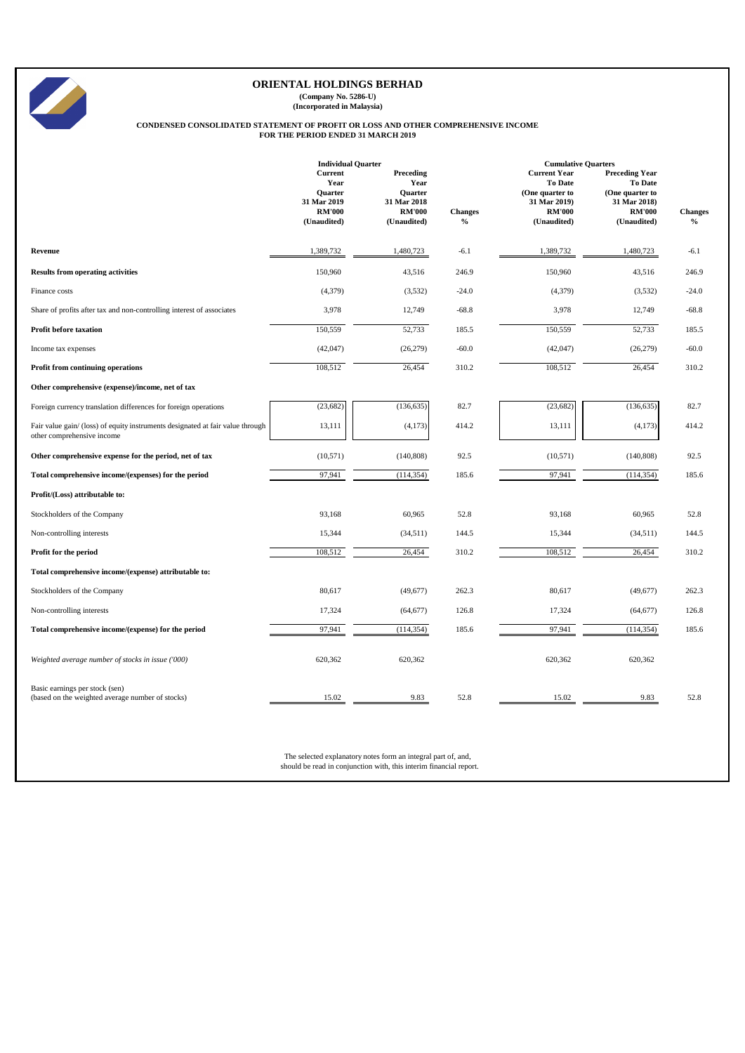# ORIENTAL HOLDINGS BERHAD

**(Company No. 5286-U)**
**(Incorporated in Malaysia)**

**CONDENSED CONSOLIDATED STATEMENT OF PROFIT OR LOSS AND OTHER COMPREHENSIVE INCOME**
**FOR THE PERIOD ENDED 31 MARCH 2019**

| | Individual Quarter | | | Cumulative Quarters | | |
|---|---|---|---|---|---|---|
| | Current Year Quarter 31 Mar 2019 RM'000 (Unaudited) | Preceding Year Quarter 31 Mar 2018 RM'000 (Unaudited) | Changes % | Current Year To Date (One quarter to 31 Mar 2019) RM'000 (Unaudited) | Preceding Year To Date (One quarter to 31 Mar 2018) RM'000 (Unaudited) | Changes % |
| **Revenue** | 1,389,732 | 1,480,723 | -6.1 | 1,389,732 | 1,480,723 | -6.1 |
| **Results from operating activities** | 150,960 | 43,516 | 246.9 | 150,960 | 43,516 | 246.9 |
| Finance costs | (4,379) | (3,532) | -24.0 | (4,379) | (3,532) | -24.0 |
| Share of profits after tax and non-controlling interest of associates | 3,978 | 12,749 | -68.8 | 3,978 | 12,749 | -68.8 |
| **Profit before taxation** | 150,559 | 52,733 | 185.5 | 150,559 | 52,733 | 185.5 |
| Income tax expenses | (42,047) | (26,279) | -60.0 | (42,047) | (26,279) | -60.0 |
| **Profit from continuing operations** | 108,512 | 26,454 | 310.2 | 108,512 | 26,454 | 310.2 |
| **Other comprehensive (expense)/income, net of tax** | | | | | | |
| Foreign currency translation differences for foreign operations | (23,682) | (136,635) | 82.7 | (23,682) | (136,635) | 82.7 |
| Fair value gain/ (loss) of equity instruments designated at fair value through other comprehensive income | 13,111 | (4,173) | 414.2 | 13,111 | (4,173) | 414.2 |
| **Other comprehensive expense for the period, net of tax** | (10,571) | (140,808) | 92.5 | (10,571) | (140,808) | 92.5 |
| **Total comprehensive income/(expenses) for the period** | 97,941 | (114,354) | 185.6 | 97,941 | (114,354) | 185.6 |
| **Profit/(Loss) attributable to:** | | | | | | |
| Stockholders of the Company | 93,168 | 60,965 | 52.8 | 93,168 | 60,965 | 52.8 |
| Non-controlling interests | 15,344 | (34,511) | 144.5 | 15,344 | (34,511) | 144.5 |
| **Profit for the period** | 108,512 | 26,454 | 310.2 | 108,512 | 26,454 | 310.2 |
| **Total comprehensive income/(expense) attributable to:** | | | | | | |
| Stockholders of the Company | 80,617 | (49,677) | 262.3 | 80,617 | (49,677) | 262.3 |
| Non-controlling interests | 17,324 | (64,677) | 126.8 | 17,324 | (64,677) | 126.8 |
| **Total comprehensive income/(expense) for the period** | 97,941 | (114,354) | 185.6 | 97,941 | (114,354) | 185.6 |
| *Weighted average number of stocks in issue ('000)* | 620,362 | 620,362 | | 620,362 | 620,362 | |
| Basic earnings per stock (sen) (based on the weighted average number of stocks) | 15.02 | 9.83 | 52.8 | 15.02 | 9.83 | 52.8 |

The selected explanatory notes form an integral part of, and, should be read in conjunction with, this interim financial report.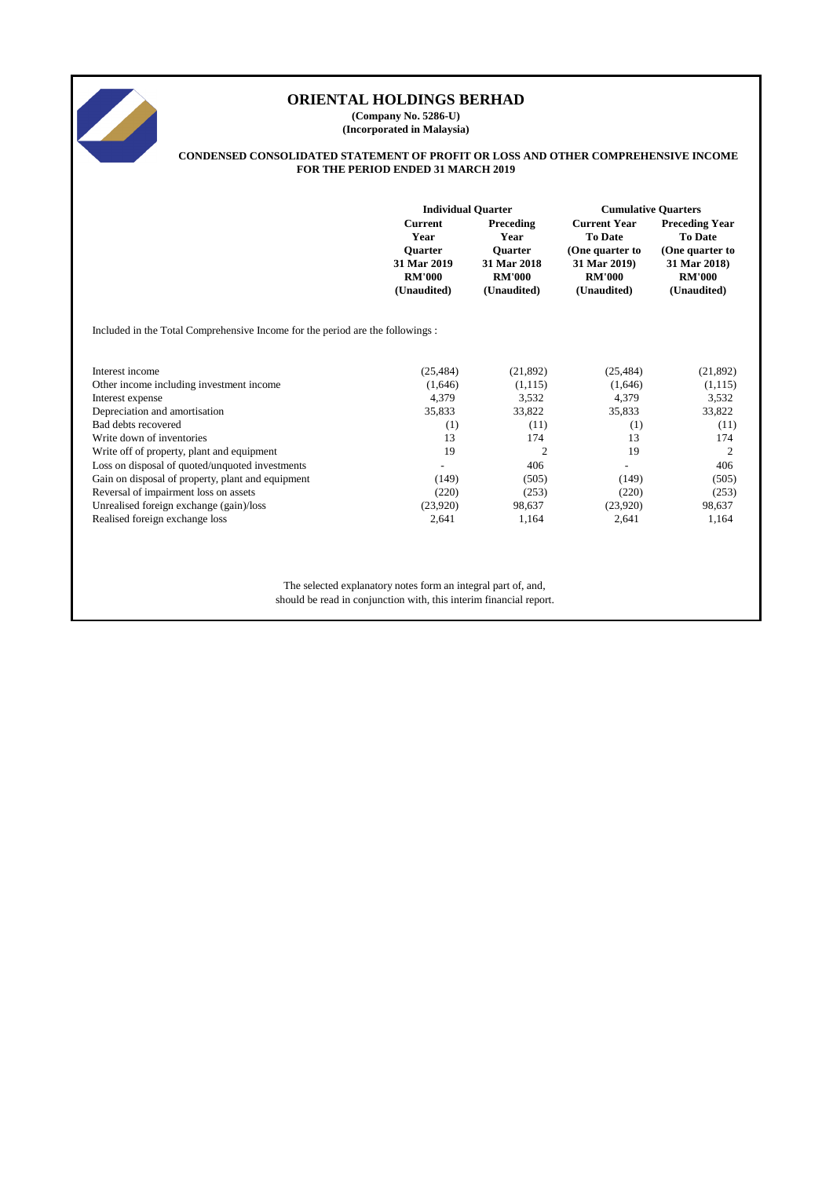# ORIENTAL HOLDINGS BERHAD

**(Company No. 5286-U)**
**(Incorporated in Malaysia)**

**CONDENSED CONSOLIDATED STATEMENT OF PROFIT OR LOSS AND OTHER COMPREHENSIVE INCOME FOR THE PERIOD ENDED 31 MARCH 2019**

| | Individual Quarter | | Cumulative Quarters | |
|---|---|---|---|---|
| | Current Year Quarter 31 Mar 2019 RM'000 (Unaudited) | Preceding Year Quarter 31 Mar 2018 RM'000 (Unaudited) | Current Year To Date (One quarter to 31 Mar 2019) RM'000 (Unaudited) | Preceding Year To Date (One quarter to 31 Mar 2018) RM'000 (Unaudited) |
| Included in the Total Comprehensive Income for the period are the followings : | | | | |
| Interest income | (25,484) | (21,892) | (25,484) | (21,892) |
| Other income including investment income | (1,646) | (1,115) | (1,646) | (1,115) |
| Interest expense | 4,379 | 3,532 | 4,379 | 3,532 |
| Depreciation and amortisation | 35,833 | 33,822 | 35,833 | 33,822 |
| Bad debts recovered | (1) | (11) | (1) | (11) |
| Write down of inventories | 13 | 174 | 13 | 174 |
| Write off of property, plant and equipment | 19 | 2 | 19 | 2 |
| Loss on disposal of quoted/unquoted investments | - | 406 | - | 406 |
| Gain on disposal of property, plant and equipment | (149) | (505) | (149) | (505) |
| Reversal of impairment loss on assets | (220) | (253) | (220) | (253) |
| Unrealised foreign exchange (gain)/loss | (23,920) | 98,637 | (23,920) | 98,637 |
| Realised foreign exchange loss | 2,641 | 1,164 | 2,641 | 1,164 |

The selected explanatory notes form an integral part of, and, should be read in conjunction with, this interim financial report.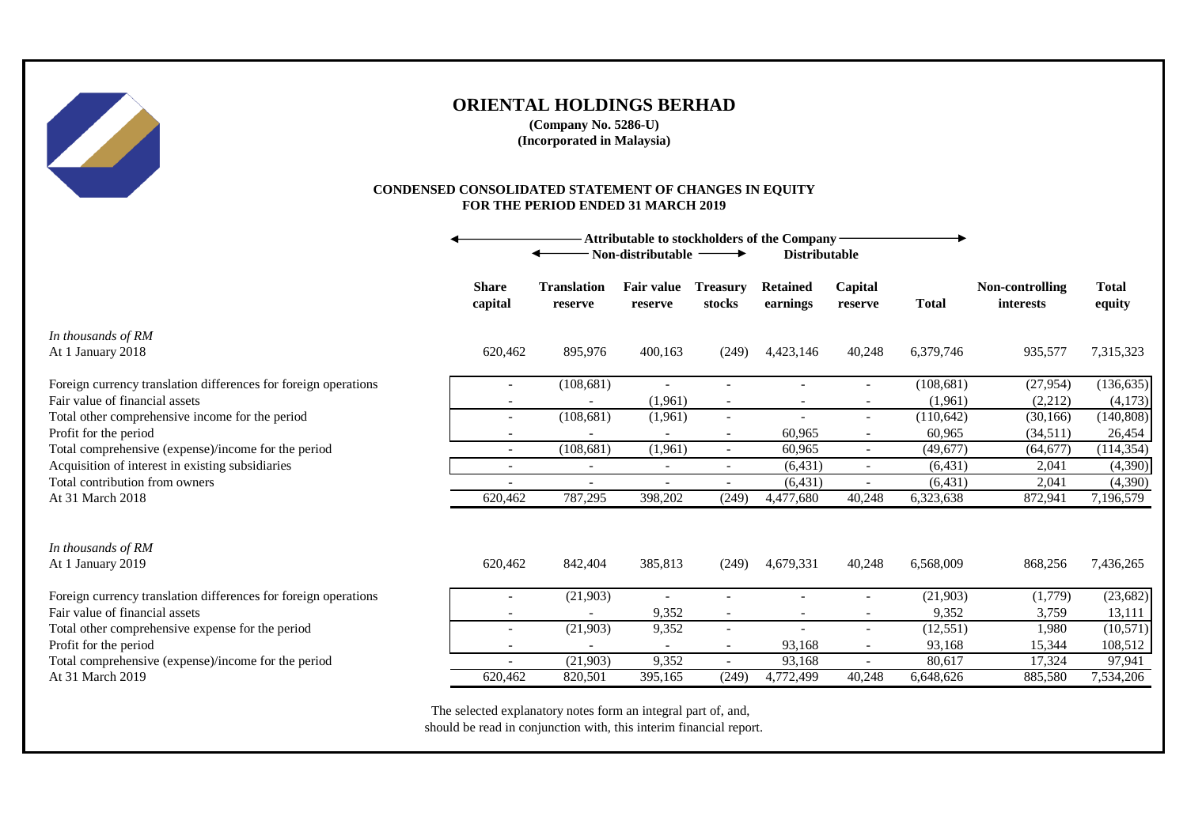# ORIENTAL HOLDINGS BERHAD

**(Company No. 5286-U)**
**(Incorporated in Malaysia)**

## CONDENSED CONSOLIDATED STATEMENT OF CHANGES IN EQUITY
## FOR THE PERIOD ENDED 31 MARCH 2019

| | Attributable to stockholders of the Company | | | | | | | | |
|---|---|---|---|---|---|---|---|---|---|
| | | Non-distributable | | | Distributable | | | | |
| | **Share capital** | **Translation reserve** | **Fair value reserve** | **Treasury stocks** | **Retained earnings** | **Capital reserve** | **Total** | **Non-controlling interests** | **Total equity** |
| *In thousands of RM* | | | | | | | | | |
| At 1 January 2018 | 620,462 | 895,976 | 400,163 | (249) | 4,423,146 | 40,248 | 6,379,746 | 935,577 | 7,315,323 |
| Foreign currency translation differences for foreign operations | - | (108,681) | - | - | - | - | (108,681) | (27,954) | (136,635) |
| Fair value of financial assets | - | - | (1,961) | - | - | - | (1,961) | (2,212) | (4,173) |
| Total other comprehensive income for the period | - | (108,681) | (1,961) | - | - | - | (110,642) | (30,166) | (140,808) |
| Profit for the period | - | - | - | - | 60,965 | - | 60,965 | (34,511) | 26,454 |
| Total comprehensive (expense)/income for the period | - | (108,681) | (1,961) | - | 60,965 | - | (49,677) | (64,677) | (114,354) |
| Acquisition of interest in existing subsidiaries | - | - | - | - | (6,431) | - | (6,431) | 2,041 | (4,390) |
| Total contribution from owners | - | - | - | - | (6,431) | - | (6,431) | 2,041 | (4,390) |
| At 31 March 2018 | 620,462 | 787,295 | 398,202 | (249) | 4,477,680 | 40,248 | 6,323,638 | 872,941 | 7,196,579 |
| | | | | | | | | | |
| *In thousands of RM* | | | | | | | | | |
| At 1 January 2019 | 620,462 | 842,404 | 385,813 | (249) | 4,679,331 | 40,248 | 6,568,009 | 868,256 | 7,436,265 |
| Foreign currency translation differences for foreign operations | - | (21,903) | - | - | - | - | (21,903) | (1,779) | (23,682) |
| Fair value of financial assets | - | - | 9,352 | - | - | - | 9,352 | 3,759 | 13,111 |
| Total other comprehensive expense for the period | - | (21,903) | 9,352 | - | - | - | (12,551) | 1,980 | (10,571) |
| Profit for the period | - | - | - | - | 93,168 | - | 93,168 | 15,344 | 108,512 |
| Total comprehensive (expense)/income for the period | - | (21,903) | 9,352 | - | 93,168 | - | 80,617 | 17,324 | 97,941 |
| At 31 March 2019 | 620,462 | 820,501 | 395,165 | (249) | 4,772,499 | 40,248 | 6,648,626 | 885,580 | 7,534,206 |

The selected explanatory notes form an integral part of, and, should be read in conjunction with, this interim financial report.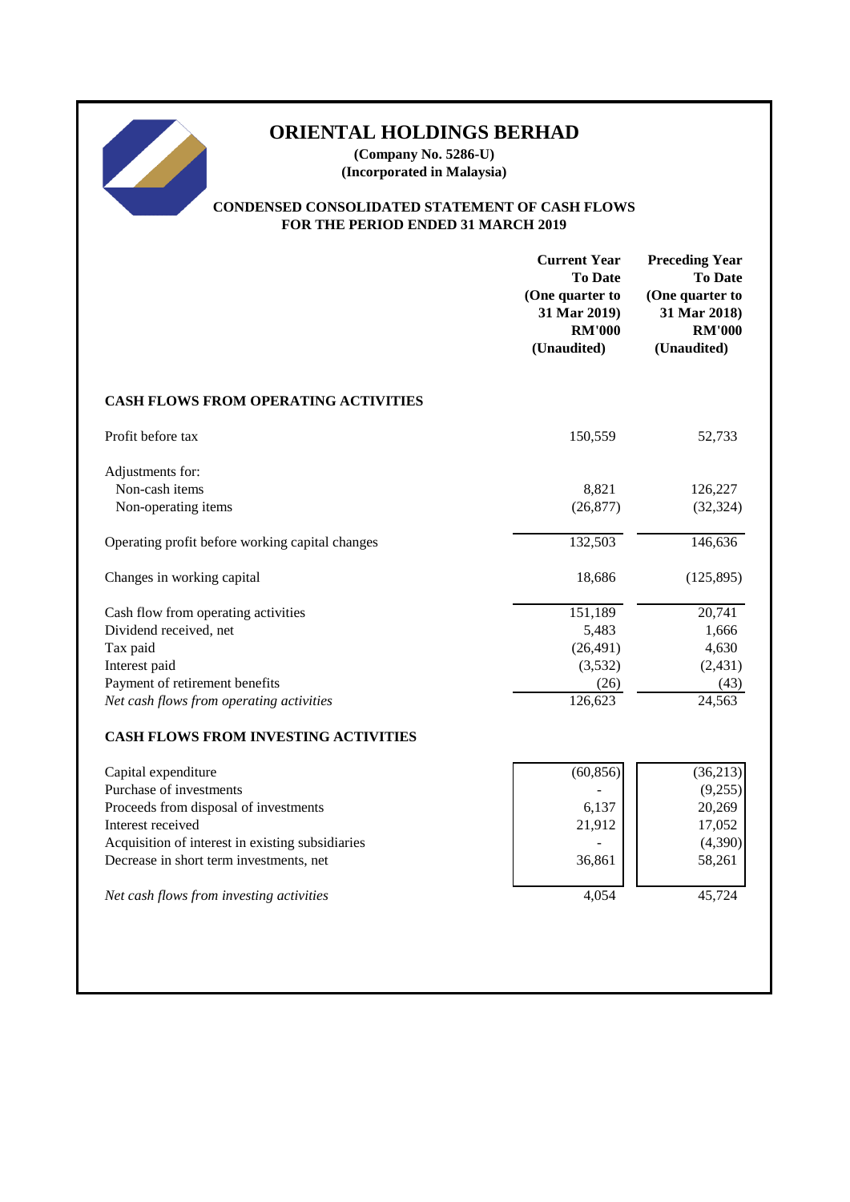# ORIENTAL HOLDINGS BERHAD

**(Company No. 5286-U)**
**(Incorporated in Malaysia)**

## CONDENSED CONSOLIDATED STATEMENT OF CASH FLOWS FOR THE PERIOD ENDED 31 MARCH 2019

| | Current Year To Date (One quarter to 31 Mar 2019) RM'000 (Unaudited) | Preceding Year To Date (One quarter to 31 Mar 2018) RM'000 (Unaudited) |
|---|---|---|
| **CASH FLOWS FROM OPERATING ACTIVITIES** | | |
| Profit before tax | 150,559 | 52,733 |
| Adjustments for: | | |
| Non-cash items | 8,821 | 126,227 |
| Non-operating items | (26,877) | (32,324) |
| Operating profit before working capital changes | 132,503 | 146,636 |
| Changes in working capital | 18,686 | (125,895) |
| Cash flow from operating activities | 151,189 | 20,741 |
| Dividend received, net | 5,483 | 1,666 |
| Tax paid | (26,491) | 4,630 |
| Interest paid | (3,532) | (2,431) |
| Payment of retirement benefits | (26) | (43) |
| *Net cash flows from operating activities* | 126,623 | 24,563 |
| **CASH FLOWS FROM INVESTING ACTIVITIES** | | |
| Capital expenditure | (60,856) | (36,213) |
| Purchase of investments | - | (9,255) |
| Proceeds from disposal of investments | 6,137 | 20,269 |
| Interest received | 21,912 | 17,052 |
| Acquisition of interest in existing subsidiaries | - | (4,390) |
| Decrease in short term investments, net | 36,861 | 58,261 |
| *Net cash flows from investing activities* | 4,054 | 45,724 |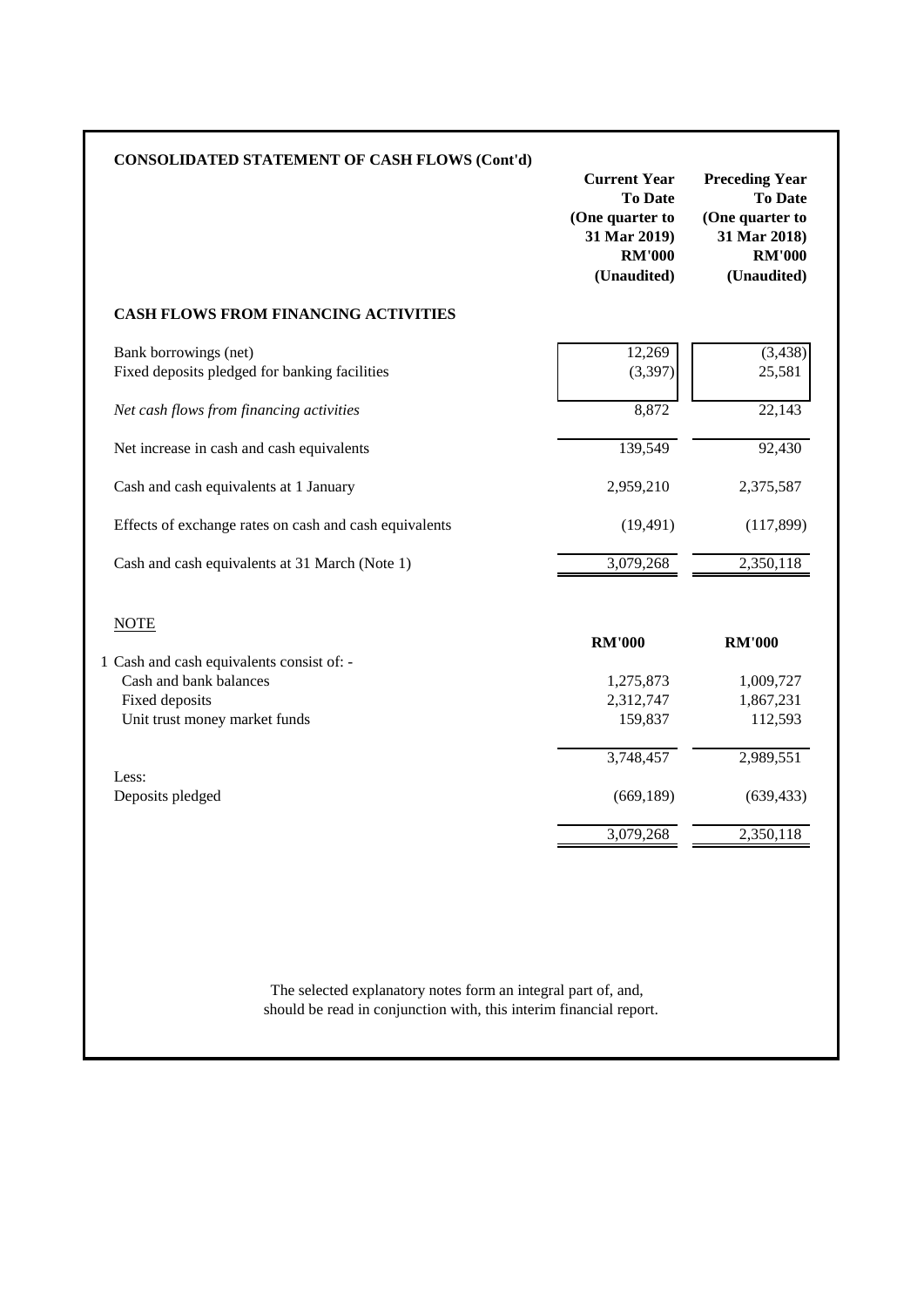## CONSOLIDATED STATEMENT OF CASH FLOWS (Cont'd)

| | Current Year To Date (One quarter to 31 Mar 2019) RM'000 (Unaudited) | Preceding Year To Date (One quarter to 31 Mar 2018) RM'000 (Unaudited) |
|---|---|---|
| **CASH FLOWS FROM FINANCING ACTIVITIES** | | |
| Bank borrowings (net) | 12,269 | (3,438) |
| Fixed deposits pledged for banking facilities | (3,397) | 25,581 |
| *Net cash flows from financing activities* | 8,872 | 22,143 |
| Net increase in cash and cash equivalents | 139,549 | 92,430 |
| Cash and cash equivalents at 1 January | 2,959,210 | 2,375,587 |
| Effects of exchange rates on cash and cash equivalents | (19,491) | (117,899) |
| Cash and cash equivalents at 31 March (Note 1) | 3,079,268 | 2,350,118 |

NOTE

| | RM'000 | RM'000 |
|---|---|---|
| 1 Cash and cash equivalents consist of: - | | |
| Cash and bank balances | 1,275,873 | 1,009,727 |
| Fixed deposits | 2,312,747 | 1,867,231 |
| Unit trust money market funds | 159,837 | 112,593 |
| | 3,748,457 | 2,989,551 |
| Less: | | |
| Deposits pledged | (669,189) | (639,433) |
| | 3,079,268 | 2,350,118 |

The selected explanatory notes form an integral part of, and, should be read in conjunction with, this interim financial report.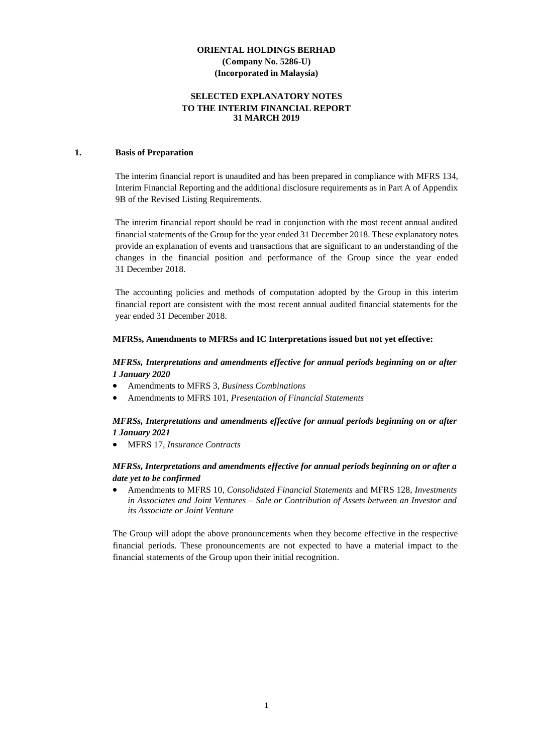**ORIENTAL HOLDINGS BERHAD**
**(Company No. 5286-U)**
**(Incorporated in Malaysia)**

**SELECTED EXPLANATORY NOTES**
**TO THE INTERIM FINANCIAL REPORT**
**31 MARCH 2019**

## 1. Basis of Preparation

The interim financial report is unaudited and has been prepared in compliance with MFRS 134, Interim Financial Reporting and the additional disclosure requirements as in Part A of Appendix 9B of the Revised Listing Requirements.

The interim financial report should be read in conjunction with the most recent annual audited financial statements of the Group for the year ended 31 December 2018. These explanatory notes provide an explanation of events and transactions that are significant to an understanding of the changes in the financial position and performance of the Group since the year ended 31 December 2018.

The accounting policies and methods of computation adopted by the Group in this interim financial report are consistent with the most recent annual audited financial statements for the year ended 31 December 2018.

**MFRSs, Amendments to MFRSs and IC Interpretations issued but not yet effective:**

***MFRSs, Interpretations and amendments effective for annual periods beginning on or after 1 January 2020***

- Amendments to MFRS 3, *Business Combinations*
- Amendments to MFRS 101, *Presentation of Financial Statements*

***MFRSs, Interpretations and amendments effective for annual periods beginning on or after 1 January 2021***

- MFRS 17, *Insurance Contracts*

***MFRSs, Interpretations and amendments effective for annual periods beginning on or after a date yet to be confirmed***

- Amendments to MFRS 10, *Consolidated Financial Statements* and MFRS 128, *Investments in Associates and Joint Ventures – Sale or Contribution of Assets between an Investor and its Associate or Joint Venture*

The Group will adopt the above pronouncements when they become effective in the respective financial periods. These pronouncements are not expected to have a material impact to the financial statements of the Group upon their initial recognition.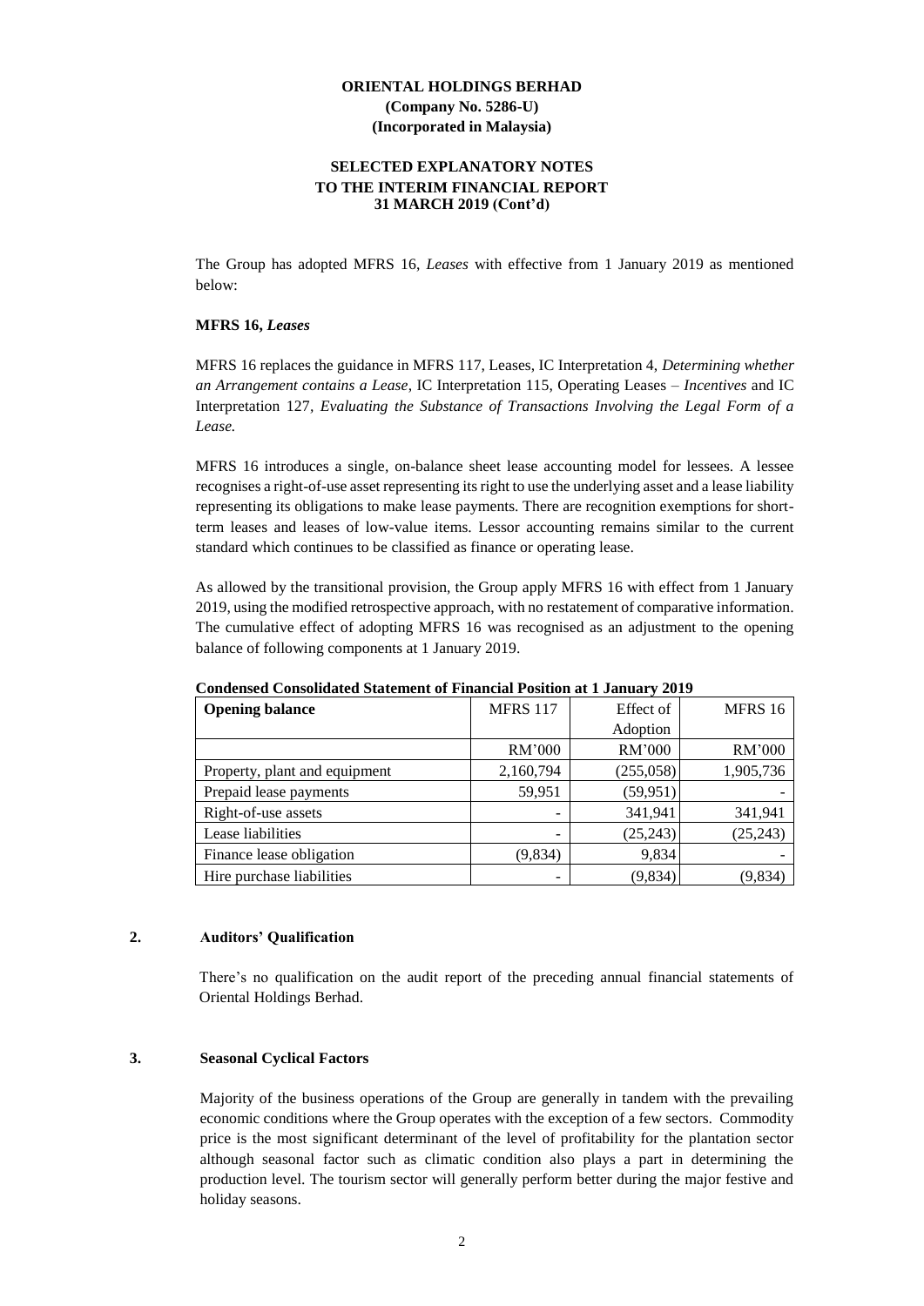**ORIENTAL HOLDINGS BERHAD**
**(Company No. 5286-U)**
**(Incorporated in Malaysia)**

**SELECTED EXPLANATORY NOTES**
**TO THE INTERIM FINANCIAL REPORT**
**31 MARCH 2019 (Cont'd)**

The Group has adopted MFRS 16, *Leases* with effective from 1 January 2019 as mentioned below:

**MFRS 16,** ***Leases***

MFRS 16 replaces the guidance in MFRS 117, Leases, IC Interpretation 4, *Determining whether an Arrangement contains a Lease*, IC Interpretation 115, Operating Leases – *Incentives* and IC Interpretation 127, *Evaluating the Substance of Transactions Involving the Legal Form of a Lease.*

MFRS 16 introduces a single, on-balance sheet lease accounting model for lessees. A lessee recognises a right-of-use asset representing its right to use the underlying asset and a lease liability representing its obligations to make lease payments. There are recognition exemptions for short-term leases and leases of low-value items. Lessor accounting remains similar to the current standard which continues to be classified as finance or operating lease.

As allowed by the transitional provision, the Group apply MFRS 16 with effect from 1 January 2019, using the modified retrospective approach, with no restatement of comparative information. The cumulative effect of adopting MFRS 16 was recognised as an adjustment to the opening balance of following components at 1 January 2019.

**Condensed Consolidated Statement of Financial Position at 1 January 2019**

| **Opening balance** | MFRS 117 | Effect of Adoption | MFRS 16 |
|---|---|---|---|
| | RM'000 | RM'000 | RM'000 |
| Property, plant and equipment | 2,160,794 | (255,058) | 1,905,736 |
| Prepaid lease payments | 59,951 | (59,951) | - |
| Right-of-use assets | - | 341,941 | 341,941 |
| Lease liabilities | - | (25,243) | (25,243) |
| Finance lease obligation | (9,834) | 9,834 | - |
| Hire purchase liabilities | - | (9,834) | (9,834) |

## 2. Auditors' Qualification

There's no qualification on the audit report of the preceding annual financial statements of Oriental Holdings Berhad.

## 3. Seasonal Cyclical Factors

Majority of the business operations of the Group are generally in tandem with the prevailing economic conditions where the Group operates with the exception of a few sectors. Commodity price is the most significant determinant of the level of profitability for the plantation sector although seasonal factor such as climatic condition also plays a part in determining the production level. The tourism sector will generally perform better during the major festive and holiday seasons.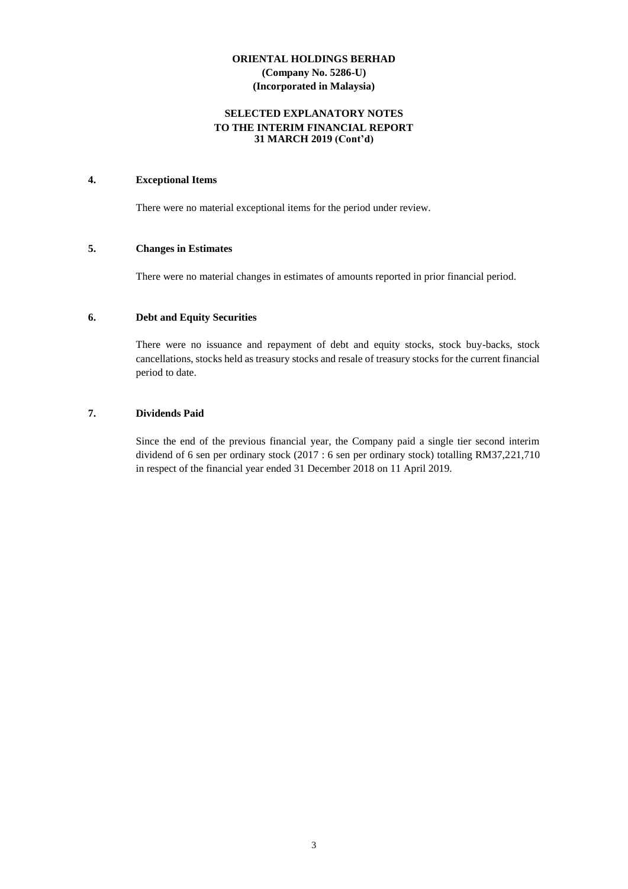**ORIENTAL HOLDINGS BERHAD**
**(Company No. 5286-U)**
**(Incorporated in Malaysia)**

**SELECTED EXPLANATORY NOTES**
**TO THE INTERIM FINANCIAL REPORT**
**31 MARCH 2019 (Cont'd)**

## 4. Exceptional Items

There were no material exceptional items for the period under review.

## 5. Changes in Estimates

There were no material changes in estimates of amounts reported in prior financial period.

## 6. Debt and Equity Securities

There were no issuance and repayment of debt and equity stocks, stock buy-backs, stock cancellations, stocks held as treasury stocks and resale of treasury stocks for the current financial period to date.

## 7. Dividends Paid

Since the end of the previous financial year, the Company paid a single tier second interim dividend of 6 sen per ordinary stock (2017 : 6 sen per ordinary stock) totalling RM37,221,710 in respect of the financial year ended 31 December 2018 on 11 April 2019.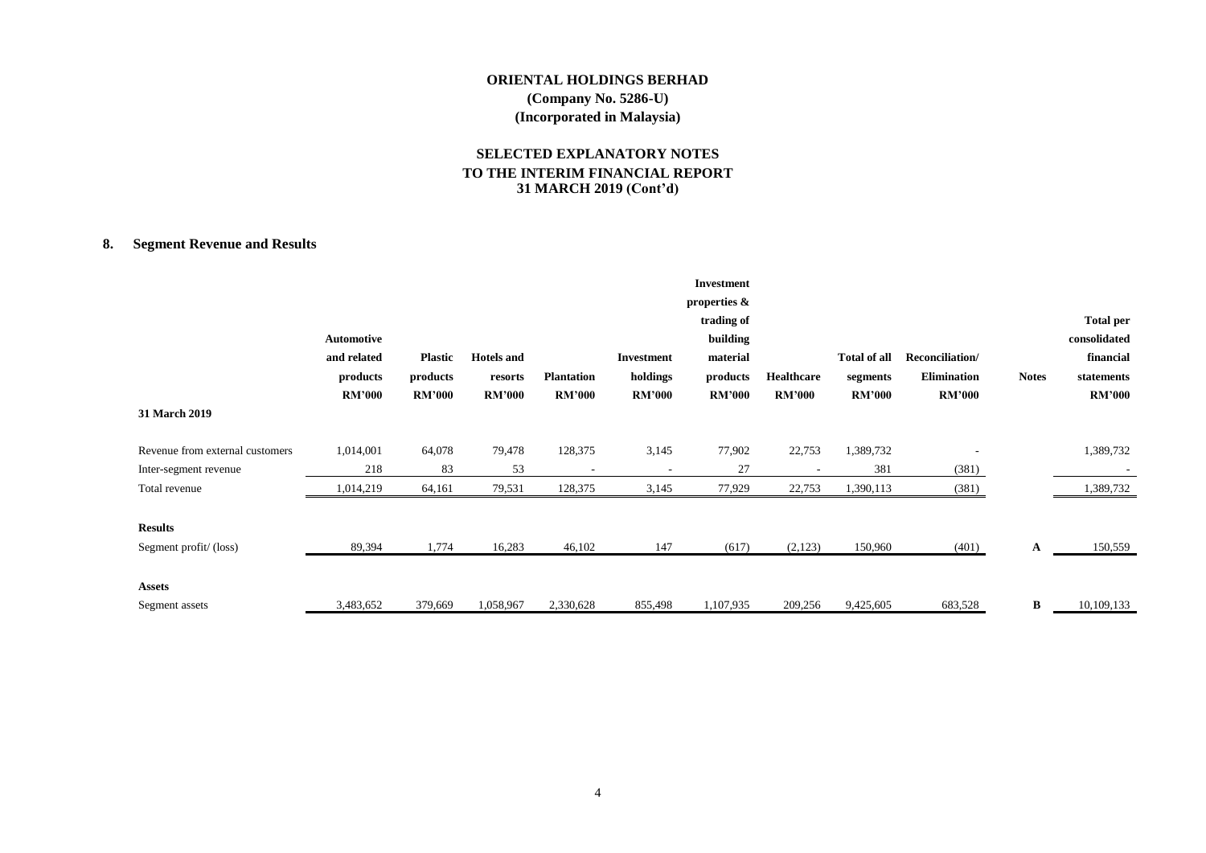**ORIENTAL HOLDINGS BERHAD**
**(Company No. 5286-U)**
**(Incorporated in Malaysia)**

**SELECTED EXPLANATORY NOTES**
**TO THE INTERIM FINANCIAL REPORT**
**31 MARCH 2019 (Cont'd)**

## 8. Segment Revenue and Results

| | Automotive and related products RM'000 | Plastic products RM'000 | Hotels and resorts RM'000 | Plantation RM'000 | Investment holdings RM'000 | Investment properties & trading of building material products RM'000 | Healthcare RM'000 | Total of all segments RM'000 | Reconciliation/ Elimination RM'000 | Notes | Total per consolidated financial statements RM'000 |
|---|---|---|---|---|---|---|---|---|---|---|---|
| **31 March 2019** | | | | | | | | | | | |
| Revenue from external customers | 1,014,001 | 64,078 | 79,478 | 128,375 | 3,145 | 77,902 | 22,753 | 1,389,732 | - | | 1,389,732 |
| Inter-segment revenue | 218 | 83 | 53 | - | - | 27 | - | 381 | (381) | | - |
| Total revenue | 1,014,219 | 64,161 | 79,531 | 128,375 | 3,145 | 77,929 | 22,753 | 1,390,113 | (381) | | 1,389,732 |
| **Results** | | | | | | | | | | | |
| Segment profit/ (loss) | 89,394 | 1,774 | 16,283 | 46,102 | 147 | (617) | (2,123) | 150,960 | (401) | A | 150,559 |
| **Assets** | | | | | | | | | | | |
| Segment assets | 3,483,652 | 379,669 | 1,058,967 | 2,330,628 | 855,498 | 1,107,935 | 209,256 | 9,425,605 | 683,528 | B | 10,109,133 |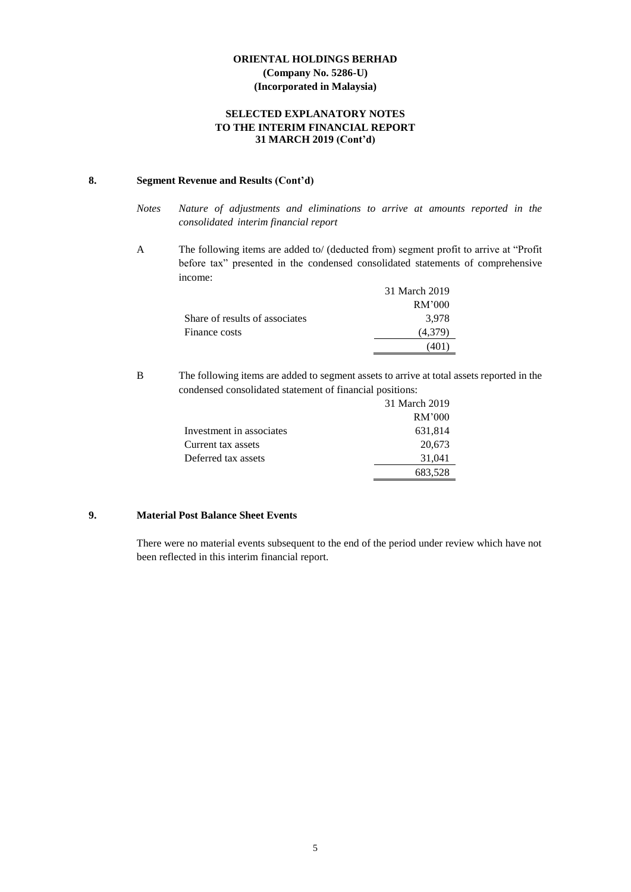**ORIENTAL HOLDINGS BERHAD**
**(Company No. 5286-U)**
**(Incorporated in Malaysia)**

**SELECTED EXPLANATORY NOTES**
**TO THE INTERIM FINANCIAL REPORT**
**31 MARCH 2019 (Cont'd)**

## 8. Segment Revenue and Results (Cont'd)

*Notes* *Nature of adjustments and eliminations to arrive at amounts reported in the consolidated interim financial report*

A The following items are added to/ (deducted from) segment profit to arrive at "Profit before tax" presented in the condensed consolidated statements of comprehensive income:

| | 31 March 2019 |
|---|---|
| | RM'000 |
| Share of results of associates | 3,978 |
| Finance costs | (4,379) |
| | (401) |

B The following items are added to segment assets to arrive at total assets reported in the condensed consolidated statement of financial positions:

| | 31 March 2019 |
|---|---|
| | RM'000 |
| Investment in associates | 631,814 |
| Current tax assets | 20,673 |
| Deferred tax assets | 31,041 |
| | 683,528 |

## 9. Material Post Balance Sheet Events

There were no material events subsequent to the end of the period under review which have not been reflected in this interim financial report.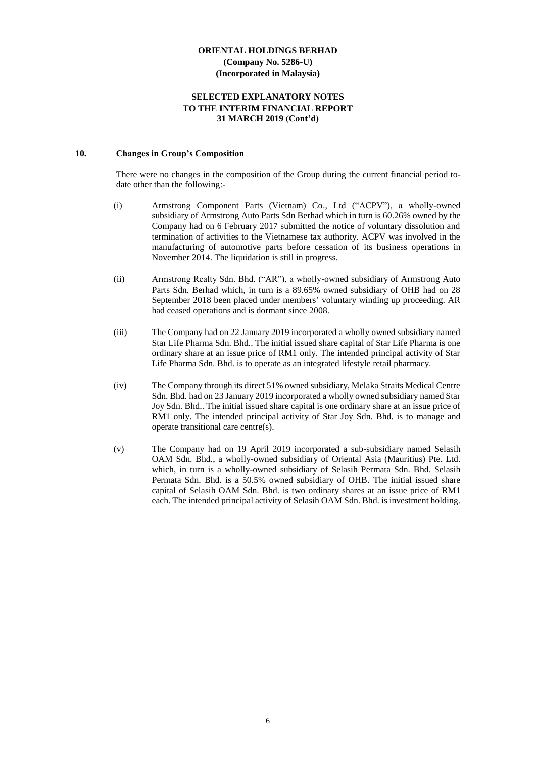**ORIENTAL HOLDINGS BERHAD**
**(Company No. 5286-U)**
**(Incorporated in Malaysia)**

**SELECTED EXPLANATORY NOTES**
**TO THE INTERIM FINANCIAL REPORT**
**31 MARCH 2019 (Cont'd)**

## 10. Changes in Group's Composition

There were no changes in the composition of the Group during the current financial period to-date other than the following:-

(i) Armstrong Component Parts (Vietnam) Co., Ltd ("ACPV"), a wholly-owned subsidiary of Armstrong Auto Parts Sdn Berhad which in turn is 60.26% owned by the Company had on 6 February 2017 submitted the notice of voluntary dissolution and termination of activities to the Vietnamese tax authority. ACPV was involved in the manufacturing of automotive parts before cessation of its business operations in November 2014. The liquidation is still in progress.

(ii) Armstrong Realty Sdn. Bhd. ("AR"), a wholly-owned subsidiary of Armstrong Auto Parts Sdn. Berhad which, in turn is a 89.65% owned subsidiary of OHB had on 28 September 2018 been placed under members' voluntary winding up proceeding. AR had ceased operations and is dormant since 2008.

(iii) The Company had on 22 January 2019 incorporated a wholly owned subsidiary named Star Life Pharma Sdn. Bhd.. The initial issued share capital of Star Life Pharma is one ordinary share at an issue price of RM1 only. The intended principal activity of Star Life Pharma Sdn. Bhd. is to operate as an integrated lifestyle retail pharmacy.

(iv) The Company through its direct 51% owned subsidiary, Melaka Straits Medical Centre Sdn. Bhd. had on 23 January 2019 incorporated a wholly owned subsidiary named Star Joy Sdn. Bhd.. The initial issued share capital is one ordinary share at an issue price of RM1 only. The intended principal activity of Star Joy Sdn. Bhd. is to manage and operate transitional care centre(s).

(v) The Company had on 19 April 2019 incorporated a sub-subsidiary named Selasih OAM Sdn. Bhd., a wholly-owned subsidiary of Oriental Asia (Mauritius) Pte. Ltd. which, in turn is a wholly-owned subsidiary of Selasih Permata Sdn. Bhd. Selasih Permata Sdn. Bhd. is a 50.5% owned subsidiary of OHB. The initial issued share capital of Selasih OAM Sdn. Bhd. is two ordinary shares at an issue price of RM1 each. The intended principal activity of Selasih OAM Sdn. Bhd. is investment holding.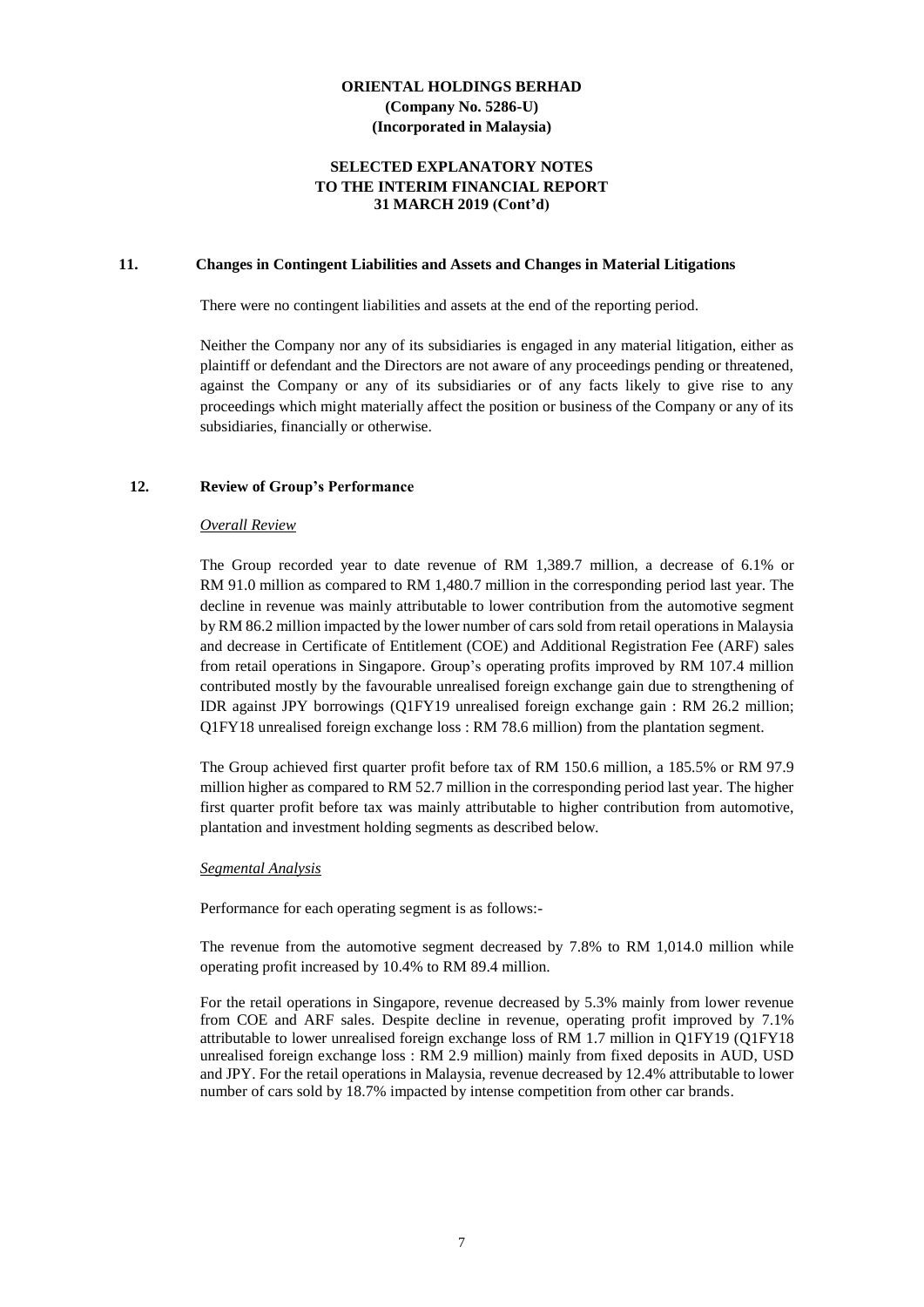## 11. Changes in Contingent Liabilities and Assets and Changes in Material Litigations

There were no contingent liabilities and assets at the end of the reporting period.

Neither the Company nor any of its subsidiaries is engaged in any material litigation, either as plaintiff or defendant and the Directors are not aware of any proceedings pending or threatened, against the Company or any of its subsidiaries or of any facts likely to give rise to any proceedings which might materially affect the position or business of the Company or any of its subsidiaries, financially or otherwise.

## 12. Review of Group's Performance

*Overall Review*

The Group recorded year to date revenue of RM 1,389.7 million, a decrease of 6.1% or RM 91.0 million as compared to RM 1,480.7 million in the corresponding period last year. The decline in revenue was mainly attributable to lower contribution from the automotive segment by RM 86.2 million impacted by the lower number of cars sold from retail operations in Malaysia and decrease in Certificate of Entitlement (COE) and Additional Registration Fee (ARF) sales from retail operations in Singapore. Group's operating profits improved by RM 107.4 million contributed mostly by the favourable unrealised foreign exchange gain due to strengthening of IDR against JPY borrowings (Q1FY19 unrealised foreign exchange gain : RM 26.2 million; Q1FY18 unrealised foreign exchange loss : RM 78.6 million) from the plantation segment.

The Group achieved first quarter profit before tax of RM 150.6 million, a 185.5% or RM 97.9 million higher as compared to RM 52.7 million in the corresponding period last year. The higher first quarter profit before tax was mainly attributable to higher contribution from automotive, plantation and investment holding segments as described below.

*Segmental Analysis*

Performance for each operating segment is as follows:-

The revenue from the automotive segment decreased by 7.8% to RM 1,014.0 million while operating profit increased by 10.4% to RM 89.4 million.

For the retail operations in Singapore, revenue decreased by 5.3% mainly from lower revenue from COE and ARF sales. Despite decline in revenue, operating profit improved by 7.1% attributable to lower unrealised foreign exchange loss of RM 1.7 million in Q1FY19 (Q1FY18 unrealised foreign exchange loss : RM 2.9 million) mainly from fixed deposits in AUD, USD and JPY. For the retail operations in Malaysia, revenue decreased by 12.4% attributable to lower number of cars sold by 18.7% impacted by intense competition from other car brands.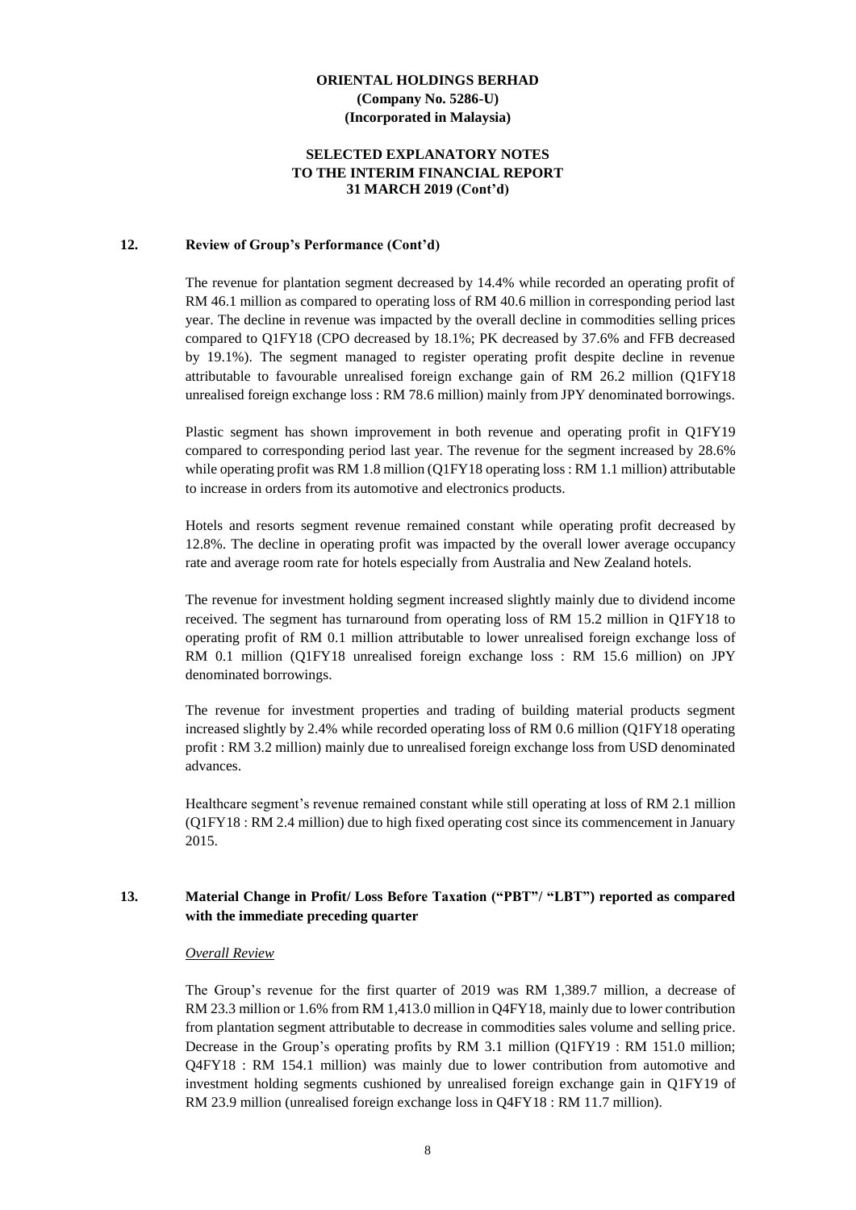## 12. Review of Group's Performance (Cont'd)

The revenue for plantation segment decreased by 14.4% while recorded an operating profit of RM 46.1 million as compared to operating loss of RM 40.6 million in corresponding period last year. The decline in revenue was impacted by the overall decline in commodities selling prices compared to Q1FY18 (CPO decreased by 18.1%; PK decreased by 37.6% and FFB decreased by 19.1%). The segment managed to register operating profit despite decline in revenue attributable to favourable unrealised foreign exchange gain of RM 26.2 million (Q1FY18 unrealised foreign exchange loss : RM 78.6 million) mainly from JPY denominated borrowings.

Plastic segment has shown improvement in both revenue and operating profit in Q1FY19 compared to corresponding period last year. The revenue for the segment increased by 28.6% while operating profit was RM 1.8 million (Q1FY18 operating loss : RM 1.1 million) attributable to increase in orders from its automotive and electronics products.

Hotels and resorts segment revenue remained constant while operating profit decreased by 12.8%. The decline in operating profit was impacted by the overall lower average occupancy rate and average room rate for hotels especially from Australia and New Zealand hotels.

The revenue for investment holding segment increased slightly mainly due to dividend income received. The segment has turnaround from operating loss of RM 15.2 million in Q1FY18 to operating profit of RM 0.1 million attributable to lower unrealised foreign exchange loss of RM 0.1 million (Q1FY18 unrealised foreign exchange loss : RM 15.6 million) on JPY denominated borrowings.

The revenue for investment properties and trading of building material products segment increased slightly by 2.4% while recorded operating loss of RM 0.6 million (Q1FY18 operating profit : RM 3.2 million) mainly due to unrealised foreign exchange loss from USD denominated advances.

Healthcare segment's revenue remained constant while still operating at loss of RM 2.1 million (Q1FY18 : RM 2.4 million) due to high fixed operating cost since its commencement in January 2015.

## 13. Material Change in Profit/ Loss Before Taxation ("PBT"/ "LBT") reported as compared with the immediate preceding quarter

*Overall Review*

The Group's revenue for the first quarter of 2019 was RM 1,389.7 million, a decrease of RM 23.3 million or 1.6% from RM 1,413.0 million in Q4FY18, mainly due to lower contribution from plantation segment attributable to decrease in commodities sales volume and selling price. Decrease in the Group's operating profits by RM 3.1 million (Q1FY19 : RM 151.0 million; Q4FY18 : RM 154.1 million) was mainly due to lower contribution from automotive and investment holding segments cushioned by unrealised foreign exchange gain in Q1FY19 of RM 23.9 million (unrealised foreign exchange loss in Q4FY18 : RM 11.7 million).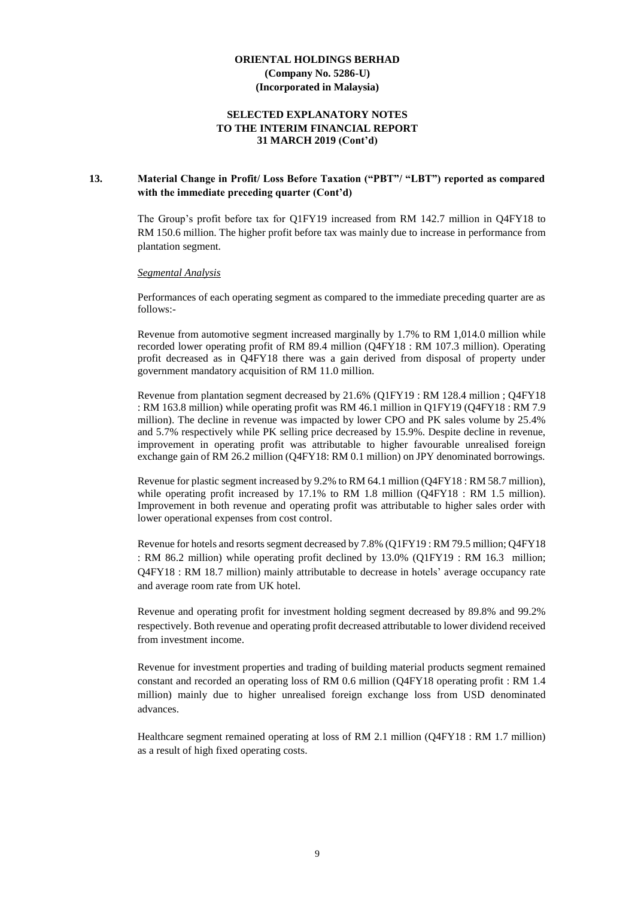**ORIENTAL HOLDINGS BERHAD**
**(Company No. 5286-U)**
**(Incorporated in Malaysia)**

**SELECTED EXPLANATORY NOTES**
**TO THE INTERIM FINANCIAL REPORT**
**31 MARCH 2019 (Cont'd)**

## 13. Material Change in Profit/ Loss Before Taxation ("PBT"/ "LBT") reported as compared with the immediate preceding quarter (Cont'd)

The Group's profit before tax for Q1FY19 increased from RM 142.7 million in Q4FY18 to RM 150.6 million. The higher profit before tax was mainly due to increase in performance from plantation segment.

*Segmental Analysis*

Performances of each operating segment as compared to the immediate preceding quarter are as follows:-

Revenue from automotive segment increased marginally by 1.7% to RM 1,014.0 million while recorded lower operating profit of RM 89.4 million (Q4FY18 : RM 107.3 million). Operating profit decreased as in Q4FY18 there was a gain derived from disposal of property under government mandatory acquisition of RM 11.0 million.

Revenue from plantation segment decreased by 21.6% (Q1FY19 : RM 128.4 million ; Q4FY18 : RM 163.8 million) while operating profit was RM 46.1 million in Q1FY19 (Q4FY18 : RM 7.9 million). The decline in revenue was impacted by lower CPO and PK sales volume by 25.4% and 5.7% respectively while PK selling price decreased by 15.9%. Despite decline in revenue, improvement in operating profit was attributable to higher favourable unrealised foreign exchange gain of RM 26.2 million (Q4FY18: RM 0.1 million) on JPY denominated borrowings.

Revenue for plastic segment increased by 9.2% to RM 64.1 million (Q4FY18 : RM 58.7 million), while operating profit increased by 17.1% to RM 1.8 million (Q4FY18 : RM 1.5 million). Improvement in both revenue and operating profit was attributable to higher sales order with lower operational expenses from cost control.

Revenue for hotels and resorts segment decreased by 7.8% (Q1FY19 : RM 79.5 million; Q4FY18 : RM 86.2 million) while operating profit declined by 13.0% (Q1FY19 : RM 16.3 million; Q4FY18 : RM 18.7 million) mainly attributable to decrease in hotels' average occupancy rate and average room rate from UK hotel.

Revenue and operating profit for investment holding segment decreased by 89.8% and 99.2% respectively. Both revenue and operating profit decreased attributable to lower dividend received from investment income.

Revenue for investment properties and trading of building material products segment remained constant and recorded an operating loss of RM 0.6 million (Q4FY18 operating profit : RM 1.4 million) mainly due to higher unrealised foreign exchange loss from USD denominated advances.

Healthcare segment remained operating at loss of RM 2.1 million (Q4FY18 : RM 1.7 million) as a result of high fixed operating costs.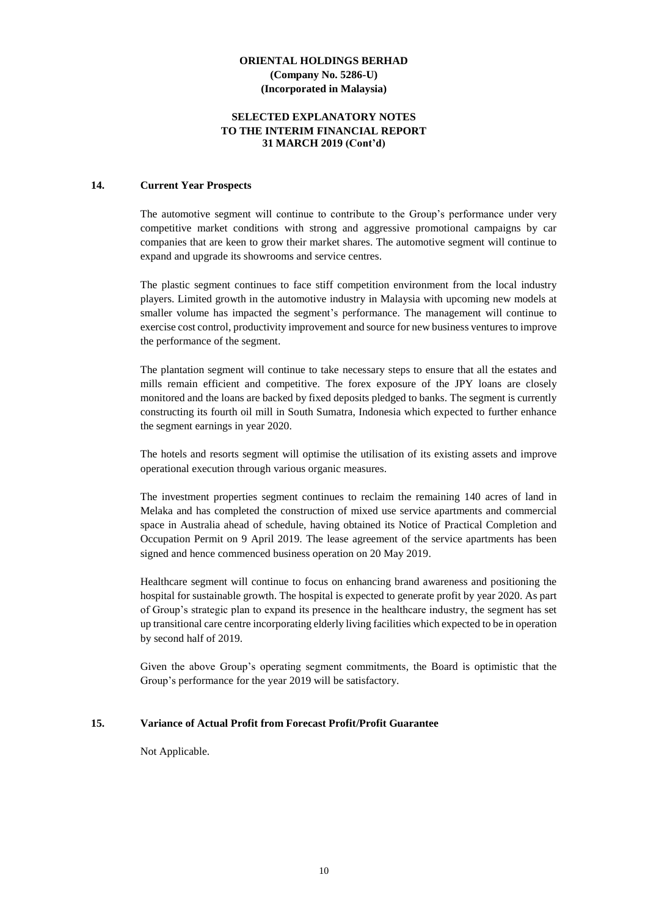# ORIENTAL HOLDINGS BERHAD
**(Company No. 5286-U)**
**(Incorporated in Malaysia)**

**SELECTED EXPLANATORY NOTES**
**TO THE INTERIM FINANCIAL REPORT**
**31 MARCH 2019 (Cont'd)**

## 14. Current Year Prospects

The automotive segment will continue to contribute to the Group's performance under very competitive market conditions with strong and aggressive promotional campaigns by car companies that are keen to grow their market shares. The automotive segment will continue to expand and upgrade its showrooms and service centres.

The plastic segment continues to face stiff competition environment from the local industry players. Limited growth in the automotive industry in Malaysia with upcoming new models at smaller volume has impacted the segment's performance. The management will continue to exercise cost control, productivity improvement and source for new business ventures to improve the performance of the segment.

The plantation segment will continue to take necessary steps to ensure that all the estates and mills remain efficient and competitive. The forex exposure of the JPY loans are closely monitored and the loans are backed by fixed deposits pledged to banks. The segment is currently constructing its fourth oil mill in South Sumatra, Indonesia which expected to further enhance the segment earnings in year 2020.

The hotels and resorts segment will optimise the utilisation of its existing assets and improve operational execution through various organic measures.

The investment properties segment continues to reclaim the remaining 140 acres of land in Melaka and has completed the construction of mixed use service apartments and commercial space in Australia ahead of schedule, having obtained its Notice of Practical Completion and Occupation Permit on 9 April 2019. The lease agreement of the service apartments has been signed and hence commenced business operation on 20 May 2019.

Healthcare segment will continue to focus on enhancing brand awareness and positioning the hospital for sustainable growth. The hospital is expected to generate profit by year 2020. As part of Group's strategic plan to expand its presence in the healthcare industry, the segment has set up transitional care centre incorporating elderly living facilities which expected to be in operation by second half of 2019.

Given the above Group's operating segment commitments, the Board is optimistic that the Group's performance for the year 2019 will be satisfactory.

## 15. Variance of Actual Profit from Forecast Profit/Profit Guarantee

Not Applicable.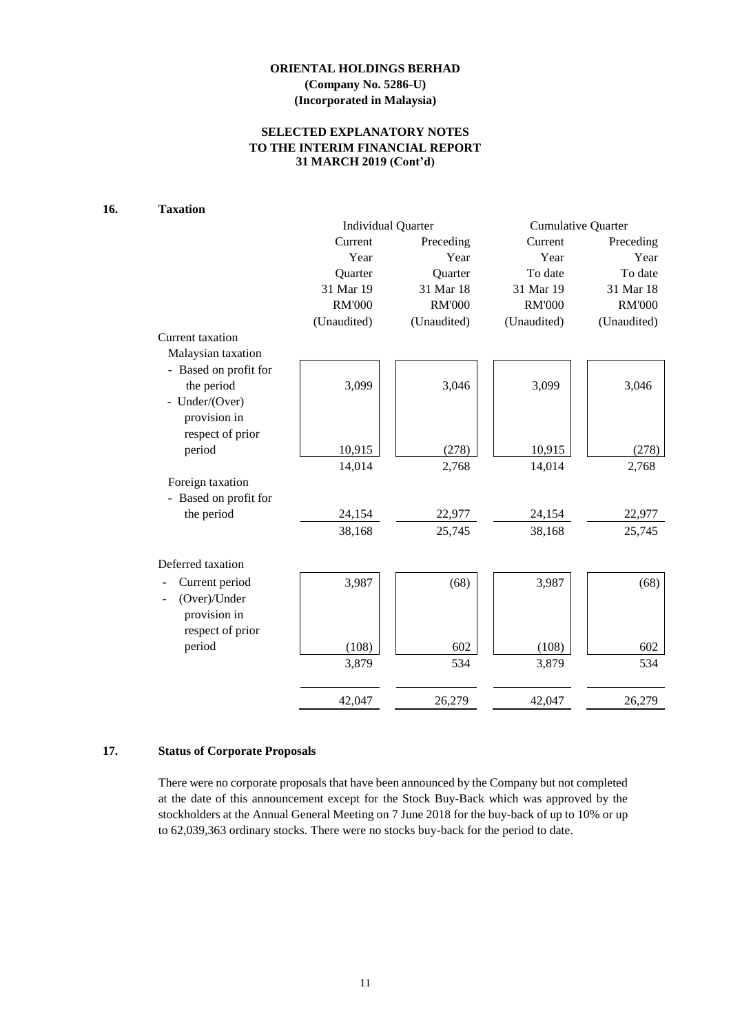**ORIENTAL HOLDINGS BERHAD**
**(Company No. 5286-U)**
**(Incorporated in Malaysia)**

**SELECTED EXPLANATORY NOTES**
**TO THE INTERIM FINANCIAL REPORT**
**31 MARCH 2019 (Cont'd)**

## 16. Taxation

| | Individual Quarter | | Cumulative Quarter | |
|---|---|---|---|---|
| | Current Year Quarter 31 Mar 19 RM'000 (Unaudited) | Preceding Year Quarter 31 Mar 18 RM'000 (Unaudited) | Current Year To date 31 Mar 19 RM'000 (Unaudited) | Preceding Year To date 31 Mar 18 RM'000 (Unaudited) |
| Current taxation | | | | |
| Malaysian taxation | | | | |
| - Based on profit for the period | 3,099 | 3,046 | 3,099 | 3,046 |
| - Under/(Over) provision in respect of prior period | 10,915 | (278) | 10,915 | (278) |
| | 14,014 | 2,768 | 14,014 | 2,768 |
| Foreign taxation | | | | |
| - Based on profit for the period | 24,154 | 22,977 | 24,154 | 22,977 |
| | 38,168 | 25,745 | 38,168 | 25,745 |
| Deferred taxation | | | | |
| - Current period | 3,987 | (68) | 3,987 | (68) |
| - (Over)/Under provision in respect of prior period | (108) | 602 | (108) | 602 |
| | 3,879 | 534 | 3,879 | 534 |
| | 42,047 | 26,279 | 42,047 | 26,279 |

## 17. Status of Corporate Proposals

There were no corporate proposals that have been announced by the Company but not completed at the date of this announcement except for the Stock Buy-Back which was approved by the stockholders at the Annual General Meeting on 7 June 2018 for the buy-back of up to 10% or up to 62,039,363 ordinary stocks. There were no stocks buy-back for the period to date.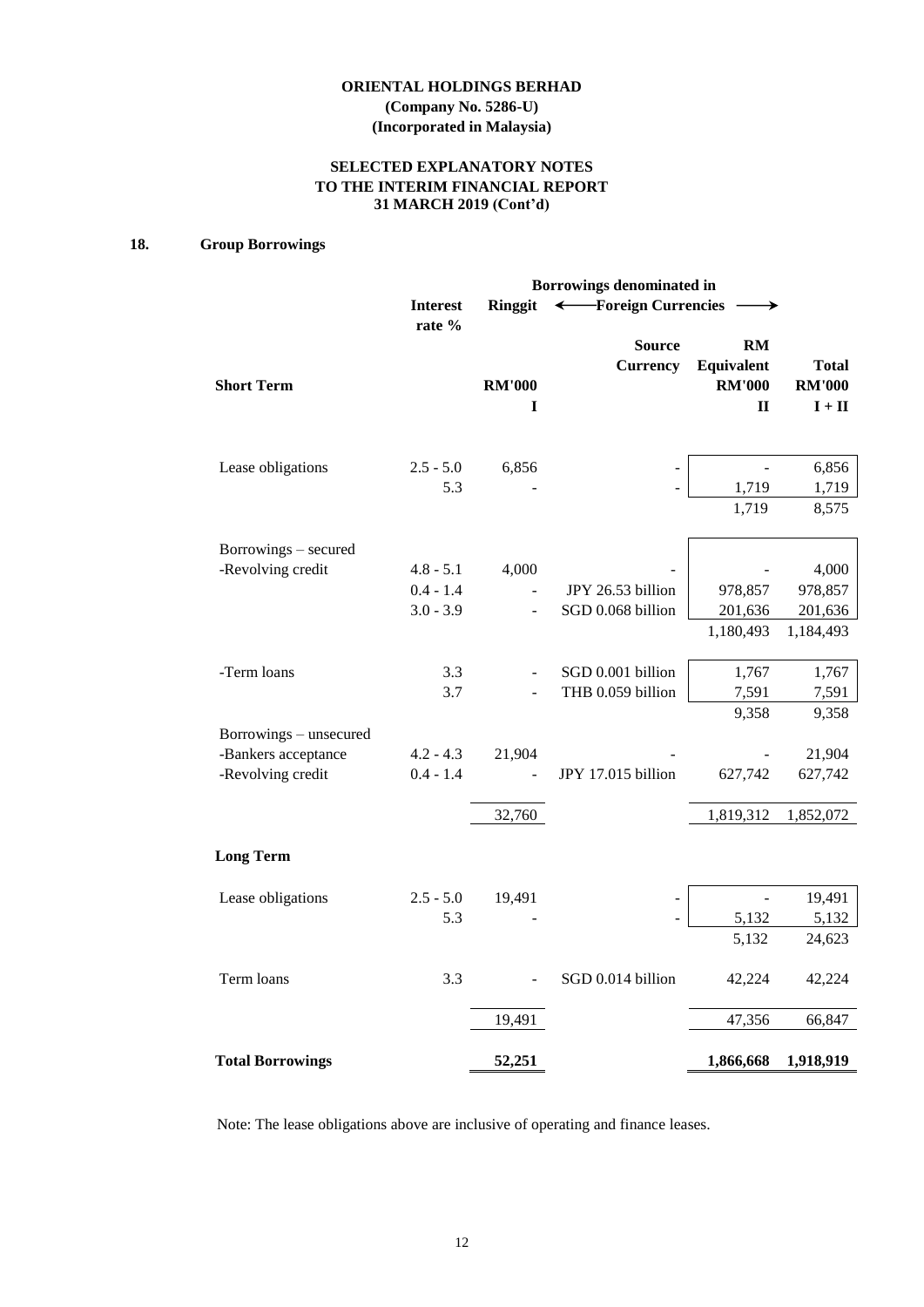**ORIENTAL HOLDINGS BERHAD**
**(Company No. 5286-U)**
**(Incorporated in Malaysia)**

**SELECTED EXPLANATORY NOTES**
**TO THE INTERIM FINANCIAL REPORT**
**31 MARCH 2019 (Cont'd)**

## 18. Group Borrowings

| | Interest rate % | Borrowings denominated in Ringgit | Foreign Currencies | | |
|---|---|---|---|---|---|
| | | | Source Currency | RM Equivalent | Total |
| **Short Term** | | RM'000 | | RM'000 | RM'000 |
| | | I | | II | I + II |
| Lease obligations | 2.5 - 5.0 | 6,856 | - | - | 6,856 |
| | 5.3 | - | - | 1,719 | 1,719 |
| | | | | 1,719 | 8,575 |
| Borrowings – secured | | | | | |
| -Revolving credit | 4.8 - 5.1 | 4,000 | - | - | 4,000 |
| | 0.4 - 1.4 | - | JPY 26.53 billion | 978,857 | 978,857 |
| | 3.0 - 3.9 | - | SGD 0.068 billion | 201,636 | 201,636 |
| | | | | 1,180,493 | 1,184,493 |
| -Term loans | 3.3 | - | SGD 0.001 billion | 1,767 | 1,767 |
| | 3.7 | - | THB 0.059 billion | 7,591 | 7,591 |
| | | | | 9,358 | 9,358 |
| Borrowings – unsecured | | | | | |
| -Bankers acceptance | 4.2 - 4.3 | 21,904 | - | - | 21,904 |
| -Revolving credit | 0.4 - 1.4 | - | JPY 17.015 billion | 627,742 | 627,742 |
| | | 32,760 | | 1,819,312 | 1,852,072 |
| **Long Term** | | | | | |
| Lease obligations | 2.5 - 5.0 | 19,491 | - | - | 19,491 |
| | 5.3 | - | - | 5,132 | 5,132 |
| | | | | 5,132 | 24,623 |
| Term loans | 3.3 | - | SGD 0.014 billion | 42,224 | 42,224 |
| | | 19,491 | | 47,356 | 66,847 |
| **Total Borrowings** | | **52,251** | | **1,866,668** | **1,918,919** |

Note: The lease obligations above are inclusive of operating and finance leases.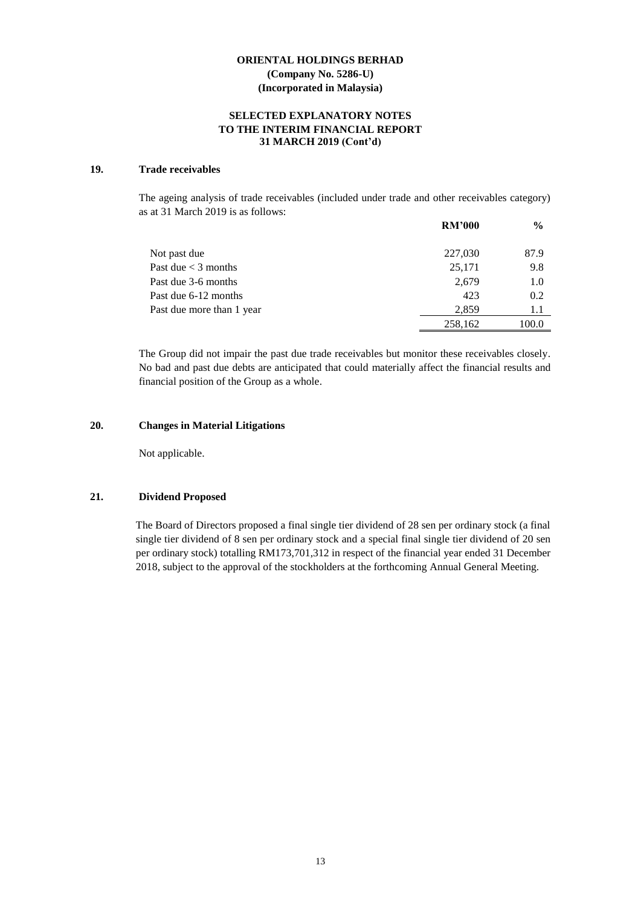**ORIENTAL HOLDINGS BERHAD**
**(Company No. 5286-U)**
**(Incorporated in Malaysia)**

**SELECTED EXPLANATORY NOTES**
**TO THE INTERIM FINANCIAL REPORT**
**31 MARCH 2019 (Cont'd)**

## 19. Trade receivables

The ageing analysis of trade receivables (included under trade and other receivables category) as at 31 March 2019 is as follows:

| | RM'000 | % |
|---|---|---|
| Not past due | 227,030 | 87.9 |
| Past due < 3 months | 25,171 | 9.8 |
| Past due 3-6 months | 2,679 | 1.0 |
| Past due 6-12 months | 423 | 0.2 |
| Past due more than 1 year | 2,859 | 1.1 |
| | 258,162 | 100.0 |

The Group did not impair the past due trade receivables but monitor these receivables closely. No bad and past due debts are anticipated that could materially affect the financial results and financial position of the Group as a whole.

## 20. Changes in Material Litigations

Not applicable.

## 21. Dividend Proposed

The Board of Directors proposed a final single tier dividend of 28 sen per ordinary stock (a final single tier dividend of 8 sen per ordinary stock and a special final single tier dividend of 20 sen per ordinary stock) totalling RM173,701,312 in respect of the financial year ended 31 December 2018, subject to the approval of the stockholders at the forthcoming Annual General Meeting.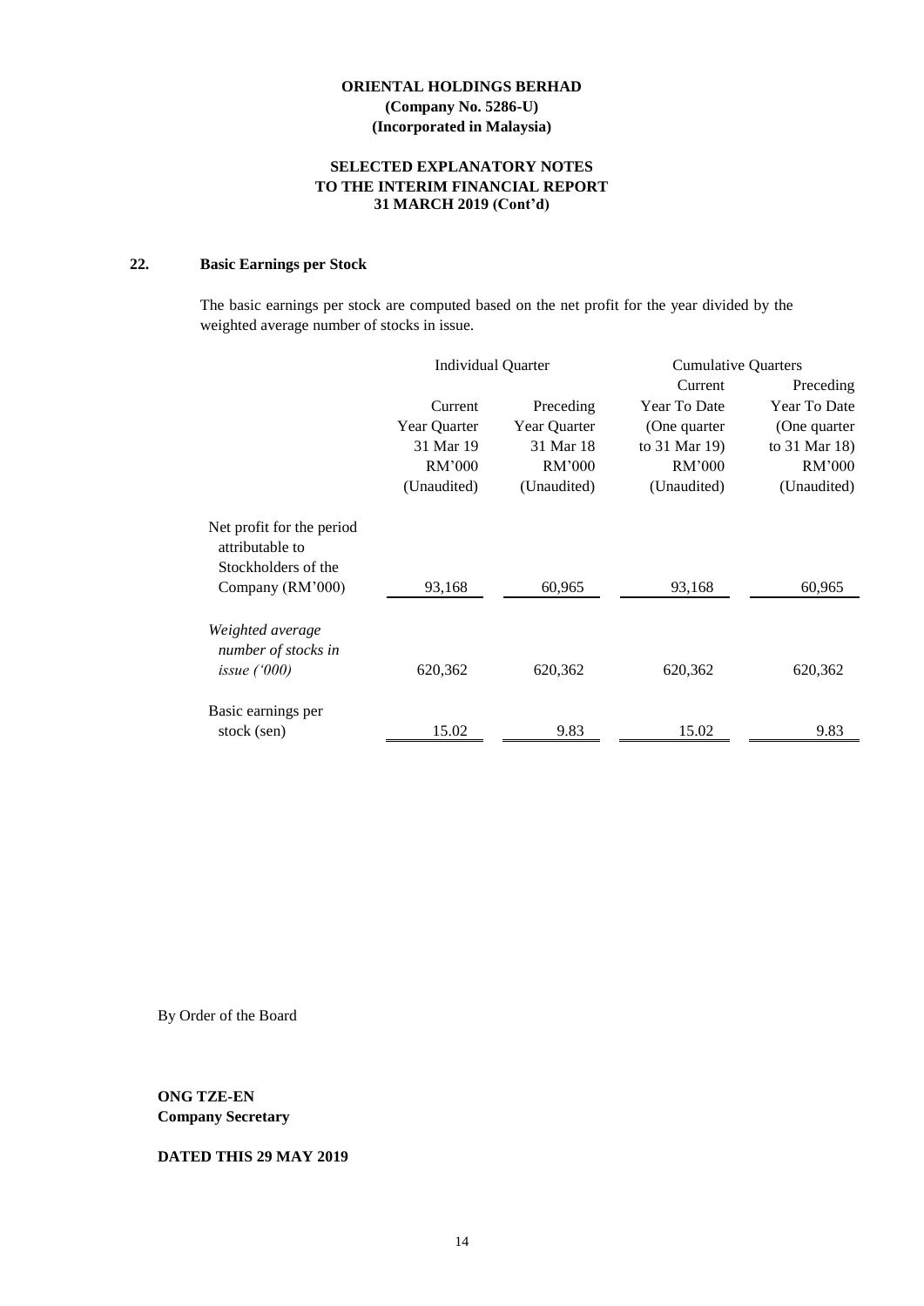**ORIENTAL HOLDINGS BERHAD**
**(Company No. 5286-U)**
**(Incorporated in Malaysia)**

**SELECTED EXPLANATORY NOTES**
**TO THE INTERIM FINANCIAL REPORT**
**31 MARCH 2019 (Cont'd)**

## 22. Basic Earnings per Stock

The basic earnings per stock are computed based on the net profit for the year divided by the weighted average number of stocks in issue.

| | Individual Quarter | | Cumulative Quarters | |
|---|---|---|---|---|
| | Current Year Quarter 31 Mar 19 RM'000 (Unaudited) | Preceding Year Quarter 31 Mar 18 RM'000 (Unaudited) | Current Year To Date (One quarter to 31 Mar 19) RM'000 (Unaudited) | Preceding Year To Date (One quarter to 31 Mar 18) RM'000 (Unaudited) |
| Net profit for the period attributable to Stockholders of the Company (RM'000) | 93,168 | 60,965 | 93,168 | 60,965 |
| *Weighted average number of stocks in issue ('000)* | 620,362 | 620,362 | 620,362 | 620,362 |
| Basic earnings per stock (sen) | 15.02 | 9.83 | 15.02 | 9.83 |

By Order of the Board

**ONG TZE-EN**
**Company Secretary**

**DATED THIS 29 MAY 2019**